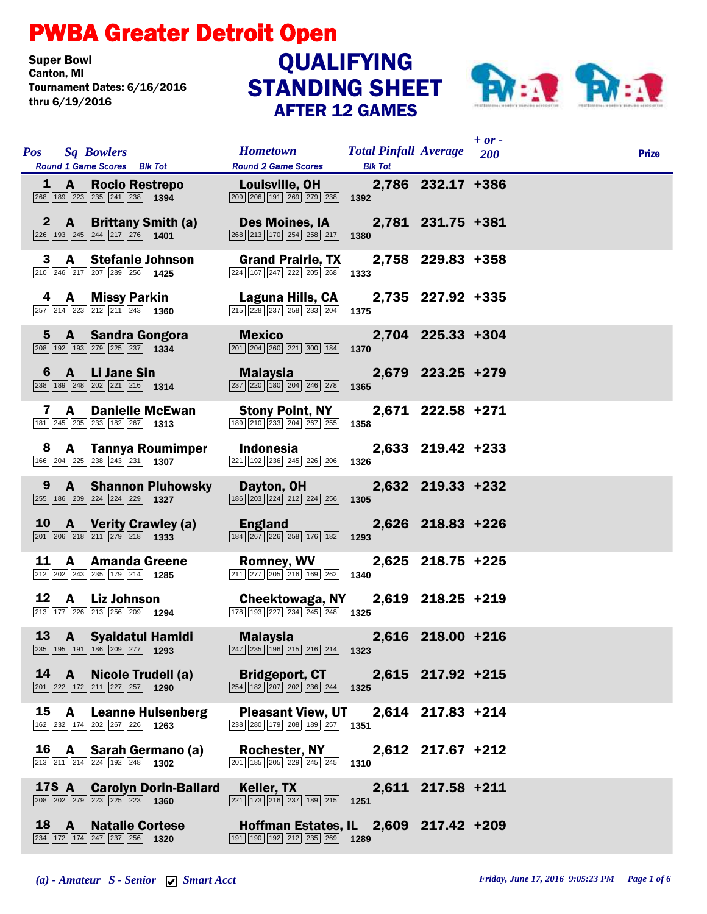# PWBA Greater Detroit Open

Super Bowl
Canton, MI
Tournament Dates: 6/16/2016 thru 6/19/2016

## QUALIFYING STANDING SHEET
### AFTER 12 GAMES

| Pos | Sq | Bowlers | Round 1 Game Scores | Blk Tot | Hometown | Round 2 Game Scores | Blk Tot | Total Pinfall | Average | + or - 200 | Prize |
|---|---|---|---|---|---|---|---|---|---|---|---|
| 1 | A | Rocio Restrepo | 268 189 223 235 241 238 | 1394 | Louisville, OH | 209 206 191 269 279 238 | 1392 | 2,786 | 232.17 | +386 | |
| 2 | A | Brittany Smith (a) | 226 193 245 244 217 276 | 1401 | Des Moines, IA | 268 213 170 254 258 217 | 1380 | 2,781 | 231.75 | +381 | |
| 3 | A | Stefanie Johnson | 210 246 217 207 289 256 | 1425 | Grand Prairie, TX | 224 167 247 222 205 268 | 1333 | 2,758 | 229.83 | +358 | |
| 4 | A | Missy Parkin | 257 214 223 212 211 243 | 1360 | Laguna Hills, CA | 215 228 237 258 233 204 | 1375 | 2,735 | 227.92 | +335 | |
| 5 | A | Sandra Gongora | 208 192 193 279 225 237 | 1334 | Mexico | 201 204 260 221 300 184 | 1370 | 2,704 | 225.33 | +304 | |
| 6 | A | Li Jane Sin | 238 189 248 202 221 216 | 1314 | Malaysia | 237 220 180 204 246 278 | 1365 | 2,679 | 223.25 | +279 | |
| 7 | A | Danielle McEwan | 181 245 205 233 182 267 | 1313 | Stony Point, NY | 189 210 233 204 267 255 | 1358 | 2,671 | 222.58 | +271 | |
| 8 | A | Tannya Roumimper | 166 204 225 238 243 231 | 1307 | Indonesia | 221 192 236 245 226 206 | 1326 | 2,633 | 219.42 | +233 | |
| 9 | A | Shannon Pluhowsky | 255 186 209 224 224 229 | 1327 | Dayton, OH | 186 203 224 212 224 256 | 1305 | 2,632 | 219.33 | +232 | |
| 10 | A | Verity Crawley (a) | 201 206 218 211 279 218 | 1333 | England | 184 267 226 258 176 182 | 1293 | 2,626 | 218.83 | +226 | |
| 11 | A | Amanda Greene | 212 202 243 235 179 214 | 1285 | Romney, WV | 211 277 205 216 169 262 | 1340 | 2,625 | 218.75 | +225 | |
| 12 | A | Liz Johnson | 213 177 226 213 256 209 | 1294 | Cheektowaga, NY | 178 193 227 234 245 248 | 1325 | 2,619 | 218.25 | +219 | |
| 13 | A | Syaidatul Hamidi | 235 195 191 186 209 277 | 1293 | Malaysia | 247 235 196 215 216 214 | 1323 | 2,616 | 218.00 | +216 | |
| 14 | A | Nicole Trudell (a) | 201 222 172 211 227 257 | 1290 | Bridgeport, CT | 254 182 207 202 236 244 | 1325 | 2,615 | 217.92 | +215 | |
| 15 | A | Leanne Hulsenberg | 162 232 174 202 267 226 | 1263 | Pleasant View, UT | 238 280 179 208 189 257 | 1351 | 2,614 | 217.83 | +214 | |
| 16 | A | Sarah Germano (a) | 213 211 214 224 192 248 | 1302 | Rochester, NY | 201 185 205 229 245 245 | 1310 | 2,612 | 217.67 | +212 | |
| 17S | A | Carolyn Dorin-Ballard | 208 202 279 223 225 223 | 1360 | Keller, TX | 221 173 216 237 189 215 | 1251 | 2,611 | 217.58 | +211 | |
| 18 | A | Natalie Cortese | 234 172 174 247 237 256 | 1320 | Hoffman Estates, IL | 191 190 192 212 235 269 | 1289 | 2,609 | 217.42 | +209 | |

*(a) - Amateur S - Senior ☑ Smart Acct*

*Friday, June 17, 2016 9:05:23 PM*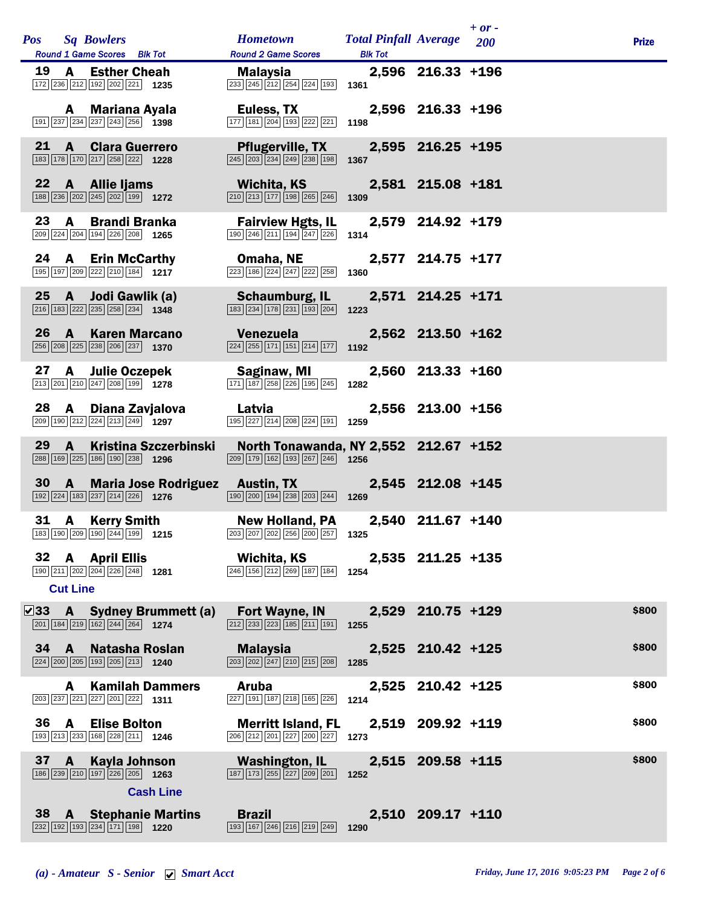| Pos | Sq | Bowlers | Round 1 Game Scores | Blk Tot | Hometown | Round 2 Game Scores | Blk Tot | Total Pinfall | Average | + or - 200 | Prize |
|---|---|---|---|---|---|---|---|---|---|---|---|
| 19 | A | Esther Cheah | 172 236 212 192 202 221 | 1235 | Malaysia | 233 245 212 254 224 193 | 1361 | 2,596 | 216.33 | +196 | |
| | A | Mariana Ayala | 191 237 234 237 243 256 | 1398 | Euless, TX | 177 181 204 193 222 221 | 1198 | 2,596 | 216.33 | +196 | |
| 21 | A | Clara Guerrero | 183 178 170 217 258 222 | 1228 | Pflugerville, TX | 245 203 234 249 238 198 | 1367 | 2,595 | 216.25 | +195 | |
| 22 | A | Allie Ijams | 188 236 202 245 202 199 | 1272 | Wichita, KS | 210 213 177 198 265 246 | 1309 | 2,581 | 215.08 | +181 | |
| 23 | A | Brandi Branka | 209 224 204 194 226 208 | 1265 | Fairview Hgts, IL | 190 246 211 194 247 226 | 1314 | 2,579 | 214.92 | +179 | |
| 24 | A | Erin McCarthy | 195 197 209 222 210 184 | 1217 | Omaha, NE | 223 186 224 247 222 258 | 1360 | 2,577 | 214.75 | +177 | |
| 25 | A | Jodi Gawlik (a) | 216 183 222 235 258 234 | 1348 | Schaumburg, IL | 183 234 178 231 193 204 | 1223 | 2,571 | 214.25 | +171 | |
| 26 | A | Karen Marcano | 256 208 225 238 206 237 | 1370 | Venezuela | 224 255 171 151 214 177 | 1192 | 2,562 | 213.50 | +162 | |
| 27 | A | Julie Oczepek | 213 201 210 247 208 199 | 1278 | Saginaw, MI | 171 187 258 226 195 245 | 1282 | 2,560 | 213.33 | +160 | |
| 28 | A | Diana Zavjalova | 209 190 212 224 213 249 | 1297 | Latvia | 195 227 214 208 224 191 | 1259 | 2,556 | 213.00 | +156 | |
| 29 | A | Kristina Szczerbinski | 288 169 225 186 190 238 | 1296 | North Tonawanda, NY | 209 179 162 193 267 246 | 1256 | 2,552 | 212.67 | +152 | |
| 30 | A | Maria Jose Rodriguez | 192 224 183 237 214 226 | 1276 | Austin, TX | 190 200 194 238 203 244 | 1269 | 2,545 | 212.08 | +145 | |
| 31 | A | Kerry Smith | 183 190 209 190 244 199 | 1215 | New Holland, PA | 203 207 202 256 200 257 | 1325 | 2,540 | 211.67 | +140 | |
| 32 | A | April Ellis | 190 211 202 204 226 248 | 1281 | Wichita, KS | 246 156 212 269 187 184 | 1254 | 2,535 | 211.25 | +135 | |
| **Cut Line** | | | | | | | | | | | |
| ☑33 | A | Sydney Brummett (a) | 201 184 219 162 244 264 | 1274 | Fort Wayne, IN | 212 233 223 185 211 191 | 1255 | 2,529 | 210.75 | +129 | $800 |
| 34 | A | Natasha Roslan | 224 200 205 193 205 213 | 1240 | Malaysia | 203 202 247 210 215 208 | 1285 | 2,525 | 210.42 | +125 | $800 |
| | A | Kamilah Dammers | 203 237 221 227 201 222 | 1311 | Aruba | 227 191 187 218 165 226 | 1214 | 2,525 | 210.42 | +125 | $800 |
| 36 | A | Elise Bolton | 193 213 233 168 228 211 | 1246 | Merritt Island, FL | 206 212 201 227 200 227 | 1273 | 2,519 | 209.92 | +119 | $800 |
| 37 | A | Kayla Johnson | 186 239 210 197 226 205 | 1263 | Washington, IL | 187 173 255 227 209 201 | 1252 | 2,515 | 209.58 | +115 | $800 |
| **Cash Line** | | | | | | | | | | | |
| 38 | A | Stephanie Martins | 232 192 193 234 171 198 | 1220 | Brazil | 193 167 246 216 219 249 | 1290 | 2,510 | 209.17 | +110 | |

*(a) - Amateur S - Senior ☑ Smart Acct*

*Friday, June 17, 2016 9:05:23 PM*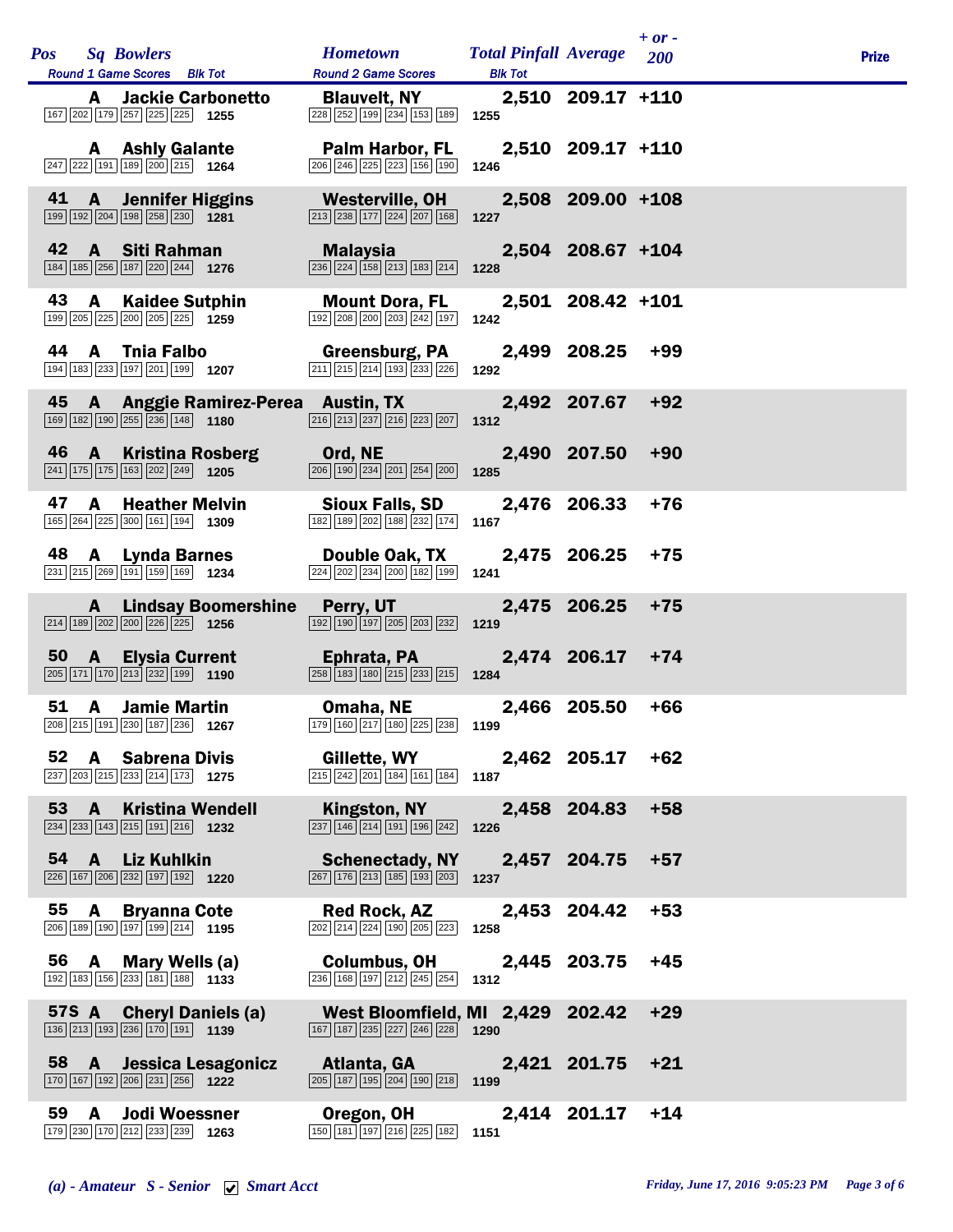| Pos | Sq | Bowlers | Hometown | Total Pinfall | Average | + or - 200 | Prize |
|---|---|---|---|---|---|---|---|
| | | Round 1 Game Scores / Blk Tot | Round 2 Game Scores / Blk Tot | | | | |
| | A | Jackie Carbonetto | Blauvelt, NY | 2,510 | 209.17 | +110 | |
| | | 167 202 179 257 225 225 — 1255 | 228 252 199 234 153 189 — 1255 | | | | |
| | A | Ashly Galante | Palm Harbor, FL | 2,510 | 209.17 | +110 | |
| | | 247 222 191 189 200 215 — 1264 | 206 246 225 223 156 190 — 1246 | | | | |
| 41 | A | Jennifer Higgins | Westerville, OH | 2,508 | 209.00 | +108 | |
| | | 199 192 204 198 258 230 — 1281 | 213 238 177 224 207 168 — 1227 | | | | |
| 42 | A | Siti Rahman | Malaysia | 2,504 | 208.67 | +104 | |
| | | 184 185 256 187 220 244 — 1276 | 236 224 158 213 183 214 — 1228 | | | | |
| 43 | A | Kaidee Sutphin | Mount Dora, FL | 2,501 | 208.42 | +101 | |
| | | 199 205 225 200 205 225 — 1259 | 192 208 200 203 242 197 — 1242 | | | | |
| 44 | A | Tnia Falbo | Greensburg, PA | 2,499 | 208.25 | +99 | |
| | | 194 183 233 197 201 199 — 1207 | 211 215 214 193 233 226 — 1292 | | | | |
| 45 | A | Anggie Ramirez-Perea | Austin, TX | 2,492 | 207.67 | +92 | |
| | | 169 182 190 255 236 148 — 1180 | 216 213 237 216 223 207 — 1312 | | | | |
| 46 | A | Kristina Rosberg | Ord, NE | 2,490 | 207.50 | +90 | |
| | | 241 175 175 163 202 249 — 1205 | 206 190 234 201 254 200 — 1285 | | | | |
| 47 | A | Heather Melvin | Sioux Falls, SD | 2,476 | 206.33 | +76 | |
| | | 165 264 225 300 161 194 — 1309 | 182 189 202 188 232 174 — 1167 | | | | |
| 48 | A | Lynda Barnes | Double Oak, TX | 2,475 | 206.25 | +75 | |
| | | 231 215 269 191 159 169 — 1234 | 224 202 234 200 182 199 — 1241 | | | | |
| | A | Lindsay Boomershine | Perry, UT | 2,475 | 206.25 | +75 | |
| | | 214 189 202 200 226 225 — 1256 | 192 190 197 205 203 232 — 1219 | | | | |
| 50 | A | Elysia Current | Ephrata, PA | 2,474 | 206.17 | +74 | |
| | | 205 171 170 213 232 199 — 1190 | 258 183 180 215 233 215 — 1284 | | | | |
| 51 | A | Jamie Martin | Omaha, NE | 2,466 | 205.50 | +66 | |
| | | 208 215 191 230 187 236 — 1267 | 179 160 217 180 225 238 — 1199 | | | | |
| 52 | A | Sabrena Divis | Gillette, WY | 2,462 | 205.17 | +62 | |
| | | 237 203 215 233 214 173 — 1275 | 215 242 201 184 161 184 — 1187 | | | | |
| 53 | A | Kristina Wendell | Kingston, NY | 2,458 | 204.83 | +58 | |
| | | 234 233 143 215 191 216 — 1232 | 237 146 214 191 196 242 — 1226 | | | | |
| 54 | A | Liz Kuhlkin | Schenectady, NY | 2,457 | 204.75 | +57 | |
| | | 226 167 206 232 197 192 — 1220 | 267 176 213 185 193 203 — 1237 | | | | |
| 55 | A | Bryanna Cote | Red Rock, AZ | 2,453 | 204.42 | +53 | |
| | | 206 189 190 197 199 214 — 1195 | 202 214 224 190 205 223 — 1258 | | | | |
| 56 | A | Mary Wells (a) | Columbus, OH | 2,445 | 203.75 | +45 | |
| | | 192 183 156 233 181 188 — 1133 | 236 168 197 212 245 254 — 1312 | | | | |
| 57S | A | Cheryl Daniels (a) | West Bloomfield, MI | 2,429 | 202.42 | +29 | |
| | | 136 213 193 236 170 191 — 1139 | 167 187 235 227 246 228 — 1290 | | | | |
| 58 | A | Jessica Lesagonicz | Atlanta, GA | 2,421 | 201.75 | +21 | |
| | | 170 167 192 206 231 256 — 1222 | 205 187 195 204 190 218 — 1199 | | | | |
| 59 | A | Jodi Woessner | Oregon, OH | 2,414 | 201.17 | +14 | |
| | | 179 230 170 212 233 239 — 1263 | 150 181 197 216 225 182 — 1151 | | | | |

*(a) - Amateur S - Senior ☑ Smart Acct*

*Friday, June 17, 2016 9:05:23 PM*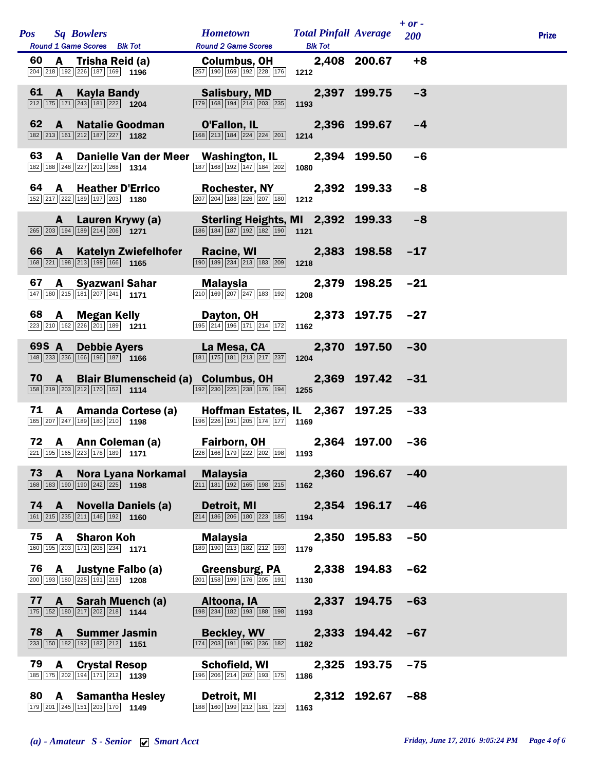| Pos | Sq | Bowlers | Round 1 Game Scores | Blk Tot | Hometown | Round 2 Game Scores | Blk Tot | Total Pinfall | Average | + or - 200 | Prize |
|---|---|---|---|---|---|---|---|---|---|---|---|
| 60 | A | Trisha Reid (a) | 204 218 192 226 187 169 | 1196 | Columbus, OH | 257 190 169 192 228 176 | 1212 | 2,408 | 200.67 | +8 | |
| 61 | A | Kayla Bandy | 212 175 171 243 181 222 | 1204 | Salisbury, MD | 179 168 194 214 203 235 | 1193 | 2,397 | 199.75 | -3 | |
| 62 | A | Natalie Goodman | 182 213 161 212 187 227 | 1182 | O'Fallon, IL | 168 213 184 224 224 201 | 1214 | 2,396 | 199.67 | -4 | |
| 63 | A | Danielle Van der Meer | 182 188 248 227 201 268 | 1314 | Washington, IL | 187 168 192 147 184 202 | 1080 | 2,394 | 199.50 | -6 | |
| 64 | A | Heather D'Errico | 152 217 222 189 197 203 | 1180 | Rochester, NY | 207 204 188 226 207 180 | 1212 | 2,392 | 199.33 | -8 | |
| | A | Lauren Krywy (a) | 265 203 194 189 214 206 | 1271 | Sterling Heights, MI | 186 184 187 192 182 190 | 1121 | 2,392 | 199.33 | -8 | |
| 66 | A | Katelyn Zwiefelhofer | 168 221 198 213 199 166 | 1165 | Racine, WI | 190 189 234 213 183 209 | 1218 | 2,383 | 198.58 | -17 | |
| 67 | A | Syazwani Sahar | 147 180 215 181 207 241 | 1171 | Malaysia | 210 169 207 247 183 192 | 1208 | 2,379 | 198.25 | -21 | |
| 68 | A | Megan Kelly | 223 210 162 226 201 189 | 1211 | Dayton, OH | 195 214 196 171 214 172 | 1162 | 2,373 | 197.75 | -27 | |
| 69S | A | Debbie Ayers | 148 233 236 166 196 187 | 1166 | La Mesa, CA | 181 175 181 213 217 237 | 1204 | 2,370 | 197.50 | -30 | |
| 70 | A | Blair Blumenscheid (a) | 158 219 203 212 170 152 | 1114 | Columbus, OH | 192 230 225 238 176 194 | 1255 | 2,369 | 197.42 | -31 | |
| 71 | A | Amanda Cortese (a) | 165 207 247 189 180 210 | 1198 | Hoffman Estates, IL | 196 226 191 205 174 177 | 1169 | 2,367 | 197.25 | -33 | |
| 72 | A | Ann Coleman (a) | 221 195 165 223 178 189 | 1171 | Fairborn, OH | 226 166 179 222 202 198 | 1193 | 2,364 | 197.00 | -36 | |
| 73 | A | Nora Lyana Norkamal | 168 183 190 190 242 225 | 1198 | Malaysia | 211 181 192 165 198 215 | 1162 | 2,360 | 196.67 | -40 | |
| 74 | A | Novella Daniels (a) | 161 215 235 211 146 192 | 1160 | Detroit, MI | 214 186 206 180 223 185 | 1194 | 2,354 | 196.17 | -46 | |
| 75 | A | Sharon Koh | 160 195 203 171 208 234 | 1171 | Malaysia | 189 190 213 182 212 193 | 1179 | 2,350 | 195.83 | -50 | |
| 76 | A | Justyne Falbo (a) | 200 193 180 225 191 219 | 1208 | Greensburg, PA | 201 158 199 176 205 191 | 1130 | 2,338 | 194.83 | -62 | |
| 77 | A | Sarah Muench (a) | 175 152 180 217 202 218 | 1144 | Altoona, IA | 198 234 182 193 188 198 | 1193 | 2,337 | 194.75 | -63 | |
| 78 | A | Summer Jasmin | 233 150 182 192 182 212 | 1151 | Beckley, WV | 174 203 191 196 236 182 | 1182 | 2,333 | 194.42 | -67 | |
| 79 | A | Crystal Resop | 185 175 202 194 171 212 | 1139 | Schofield, WI | 196 206 214 202 193 175 | 1186 | 2,325 | 193.75 | -75 | |
| 80 | A | Samantha Hesley | 179 201 245 151 203 170 | 1149 | Detroit, MI | 188 160 199 212 181 223 | 1163 | 2,312 | 192.67 | -88 | |

*(a) - Amateur S - Senior ☑ Smart Acct*

*Friday, June 17, 2016 9:05:24 PM*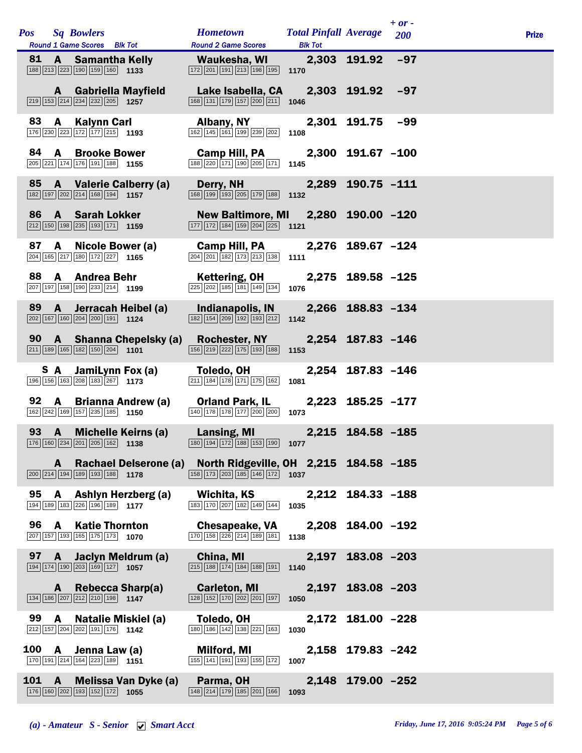| Pos | Sq | Bowlers | Round 1 Game Scores | Blk Tot | Hometown | Round 2 Game Scores | Blk Tot | Total Pinfall | Average | + or - 200 | Prize |
|---|---|---|---|---|---|---|---|---|---|---|---|
| 81 | A | Samantha Kelly | 188 213 223 190 159 160 | 1133 | Waukesha, WI | 172 201 191 213 198 195 | 1170 | 2,303 | 191.92 | -97 | |
| | A | Gabriella Mayfield | 219 153 214 234 232 205 | 1257 | Lake Isabella, CA | 168 131 179 157 200 211 | 1046 | 2,303 | 191.92 | -97 | |
| 83 | A | Kalynn Carl | 176 230 223 172 177 215 | 1193 | Albany, NY | 162 145 161 199 239 202 | 1108 | 2,301 | 191.75 | -99 | |
| 84 | A | Brooke Bower | 205 221 174 176 191 188 | 1155 | Camp Hill, PA | 188 220 171 190 205 171 | 1145 | 2,300 | 191.67 | -100 | |
| 85 | A | Valerie Calberry (a) | 182 197 202 214 168 194 | 1157 | Derry, NH | 168 199 193 205 179 188 | 1132 | 2,289 | 190.75 | -111 | |
| 86 | A | Sarah Lokker | 212 150 198 235 193 171 | 1159 | New Baltimore, MI | 177 172 184 159 204 225 | 1121 | 2,280 | 190.00 | -120 | |
| 87 | A | Nicole Bower (a) | 204 165 217 180 172 227 | 1165 | Camp Hill, PA | 204 201 182 173 213 138 | 1111 | 2,276 | 189.67 | -124 | |
| 88 | A | Andrea Behr | 207 197 158 190 233 214 | 1199 | Kettering, OH | 225 202 185 181 149 134 | 1076 | 2,275 | 189.58 | -125 | |
| 89 | A | Jerracah Heibel (a) | 202 167 160 204 200 191 | 1124 | Indianapolis, IN | 182 154 209 192 193 212 | 1142 | 2,266 | 188.83 | -134 | |
| 90 | A | Shanna Chepelsky (a) | 211 189 165 182 150 204 | 1101 | Rochester, NY | 156 219 222 175 193 188 | 1153 | 2,254 | 187.83 | -146 | |
| | S A | JamiLynn Fox (a) | 196 156 163 208 183 267 | 1173 | Toledo, OH | 211 184 178 171 175 162 | 1081 | 2,254 | 187.83 | -146 | |
| 92 | A | Brianna Andrew (a) | 162 242 169 157 235 185 | 1150 | Orland Park, IL | 140 178 178 177 200 200 | 1073 | 2,223 | 185.25 | -177 | |
| 93 | A | Michelle Keirns (a) | 176 160 234 201 205 162 | 1138 | Lansing, MI | 180 194 172 188 153 190 | 1077 | 2,215 | 184.58 | -185 | |
| | A | Rachael Delserone (a) | 200 214 194 189 193 188 | 1178 | North Ridgeville, OH | 158 173 203 185 146 172 | 1037 | 2,215 | 184.58 | -185 | |
| 95 | A | Ashlyn Herzberg (a) | 194 189 183 226 196 189 | 1177 | Wichita, KS | 183 170 207 182 149 144 | 1035 | 2,212 | 184.33 | -188 | |
| 96 | A | Katie Thornton | 207 157 193 165 175 173 | 1070 | Chesapeake, VA | 170 158 226 214 189 181 | 1138 | 2,208 | 184.00 | -192 | |
| 97 | A | Jaclyn Meldrum (a) | 194 174 190 203 169 127 | 1057 | China, MI | 215 188 174 184 188 191 | 1140 | 2,197 | 183.08 | -203 | |
| | A | Rebecca Sharp(a) | 134 186 207 212 210 198 | 1147 | Carleton, MI | 128 152 170 202 201 197 | 1050 | 2,197 | 183.08 | -203 | |
| 99 | A | Natalie Miskiel (a) | 212 157 204 202 191 176 | 1142 | Toledo, OH | 180 186 142 138 221 163 | 1030 | 2,172 | 181.00 | -228 | |
| 100 | A | Jenna Law (a) | 170 191 214 164 223 189 | 1151 | Milford, MI | 155 141 191 193 155 172 | 1007 | 2,158 | 179.83 | -242 | |
| 101 | A | Melissa Van Dyke (a) | 176 160 202 193 152 172 | 1055 | Parma, OH | 148 214 179 185 201 166 | 1093 | 2,148 | 179.00 | -252 | |

*(a) - Amateur   S - Senior   ☑ Smart Acct*

*Friday, June 17, 2016 9:05:24 PM*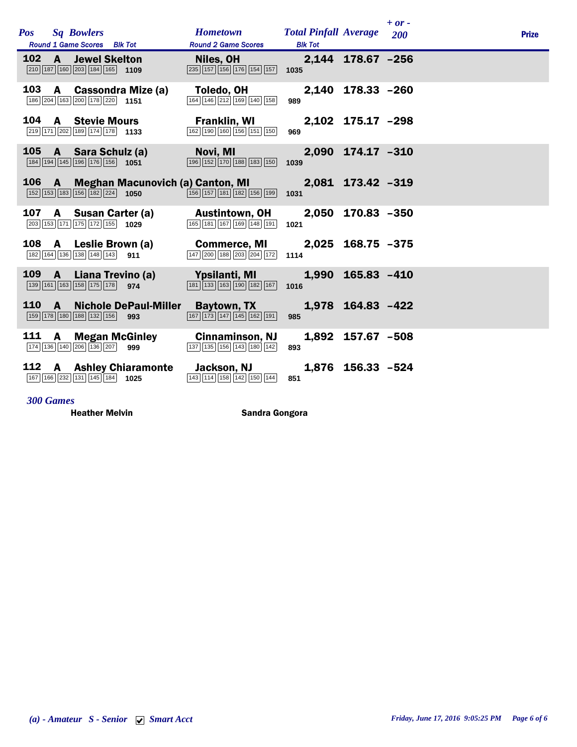| Pos | Sq | Bowlers | Round 1 Game Scores | Blk Tot | Hometown | Round 2 Game Scores | Blk Tot | Total Pinfall | Average | + or - 200 | Prize |
|---|---|---|---|---|---|---|---|---|---|---|---|
| 102 | A | Jewel Skelton | 210 187 160 203 184 165 | 1109 | Niles, OH | 235 157 156 176 154 157 | 1035 | 2,144 | 178.67 | -256 | |
| 103 | A | Cassondra Mize (a) | 186 204 163 200 178 220 | 1151 | Toledo, OH | 164 146 212 169 140 158 | 989 | 2,140 | 178.33 | -260 | |
| 104 | A | Stevie Mours | 219 171 202 189 174 178 | 1133 | Franklin, WI | 162 190 160 156 151 150 | 969 | 2,102 | 175.17 | -298 | |
| 105 | A | Sara Schulz (a) | 184 194 145 196 176 156 | 1051 | Novi, MI | 196 152 170 188 183 150 | 1039 | 2,090 | 174.17 | -310 | |
| 106 | A | Meghan Macunovich (a) | 152 153 183 156 182 224 | 1050 | Canton, MI | 156 157 181 182 156 199 | 1031 | 2,081 | 173.42 | -319 | |
| 107 | A | Susan Carter (a) | 203 153 171 175 172 155 | 1029 | Austintown, OH | 165 181 167 169 148 191 | 1021 | 2,050 | 170.83 | -350 | |
| 108 | A | Leslie Brown (a) | 182 164 136 138 148 143 | 911 | Commerce, MI | 147 200 188 203 204 172 | 1114 | 2,025 | 168.75 | -375 | |
| 109 | A | Liana Trevino (a) | 139 161 163 158 175 178 | 974 | Ypsilanti, MI | 181 133 163 190 182 167 | 1016 | 1,990 | 165.83 | -410 | |
| 110 | A | Nichole DePaul-Miller | 159 178 180 188 132 156 | 993 | Baytown, TX | 167 173 147 145 162 191 | 985 | 1,978 | 164.83 | -422 | |
| 111 | A | Megan McGinley | 174 136 140 206 136 207 | 999 | Cinnaminson, NJ | 137 135 156 143 180 142 | 893 | 1,892 | 157.67 | -508 | |
| 112 | A | Ashley Chiaramonte | 167 166 232 131 145 184 | 1025 | Jackson, NJ | 143 114 158 142 150 144 | 851 | 1,876 | 156.33 | -524 | |

*300 Games*

**Heather Melvin**

**Sandra Gongora**

*(a) - Amateur S - Senior ☑ Smart Acct*

*Friday, June 17, 2016 9:05:25 PM*